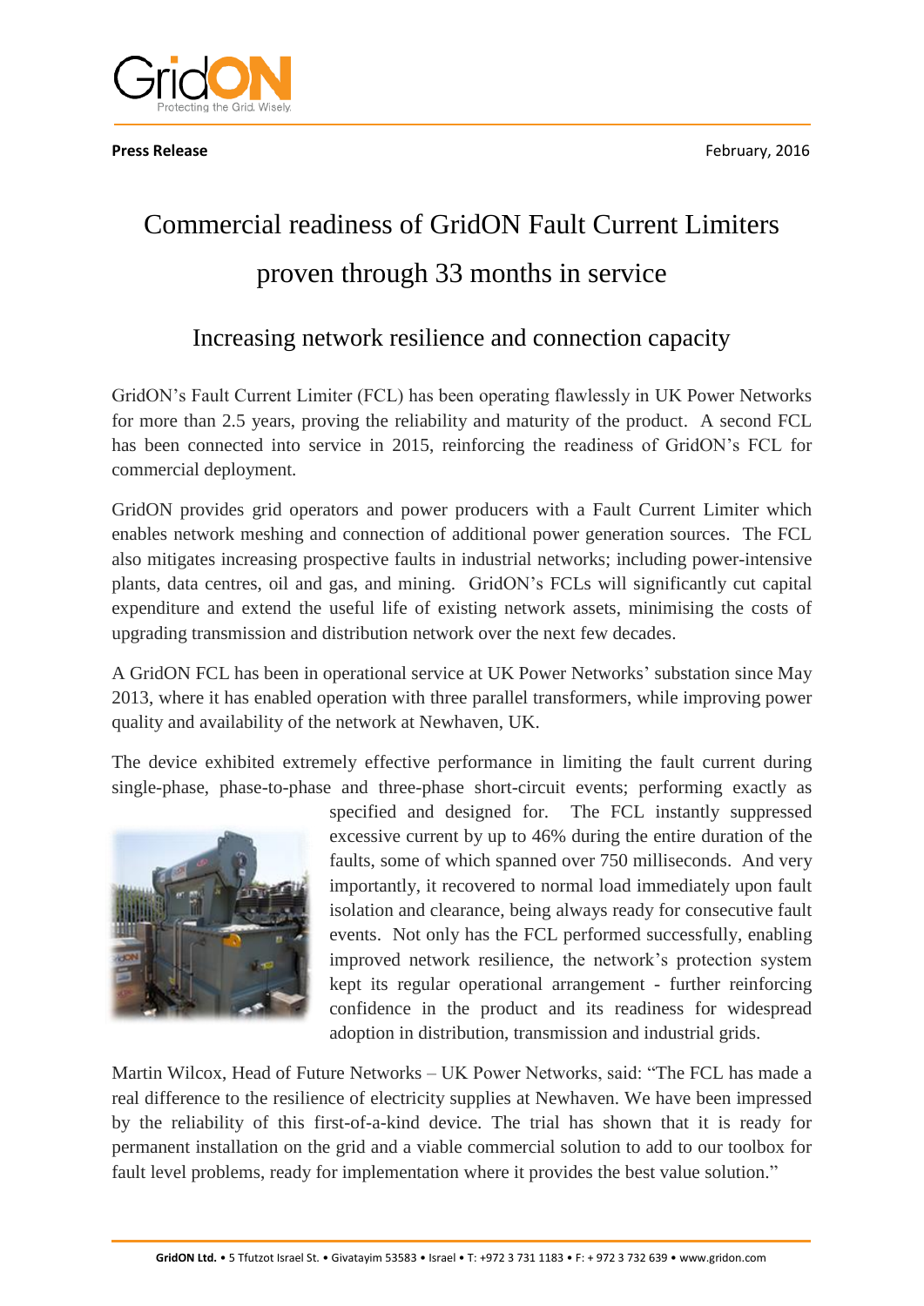**Press Release** February, 2016

# Commercial readiness of GridON Fault Current Limiters proven through 33 months in service

## Increasing network resilience and connection capacity

GridON's Fault Current Limiter (FCL) has been operating flawlessly in UK Power Networks for more than 2.5 years, proving the reliability and maturity of the product. A second FCL has been connected into service in 2015, reinforcing the readiness of GridON's FCL for commercial deployment.

GridON provides grid operators and power producers with a Fault Current Limiter which enables network meshing and connection of additional power generation sources. The FCL also mitigates increasing prospective faults in industrial networks; including power-intensive plants, data centres, oil and gas, and mining. GridON's FCLs will significantly cut capital expenditure and extend the useful life of existing network assets, minimising the costs of upgrading transmission and distribution network over the next few decades.

A GridON FCL has been in operational service at UK Power Networks' substation since May 2013, where it has enabled operation with three parallel transformers, while improving power quality and availability of the network at Newhaven, UK.

The device exhibited extremely effective performance in limiting the fault current during single-phase, phase-to-phase and three-phase short-circuit events; performing exactly as specified and designed for. The FCL instantly suppressed excessive current by up to 46% during the entire duration of the faults, some of which spanned over 750 milliseconds. And very importantly, it recovered to normal load immediately upon fault isolation and clearance, being always ready for consecutive fault events. Not only has the FCL performed successfully, enabling improved network resilience, the network's protection system kept its regular operational arrangement - further reinforcing confidence in the product and its readiness for widespread adoption in distribution, transmission and industrial grids.

Martin Wilcox, Head of Future Networks – UK Power Networks, said: "The FCL has made a real difference to the resilience of electricity supplies at Newhaven. We have been impressed by the reliability of this first-of-a-kind device. The trial has shown that it is ready for permanent installation on the grid and a viable commercial solution to add to our toolbox for fault level problems, ready for implementation where it provides the best value solution."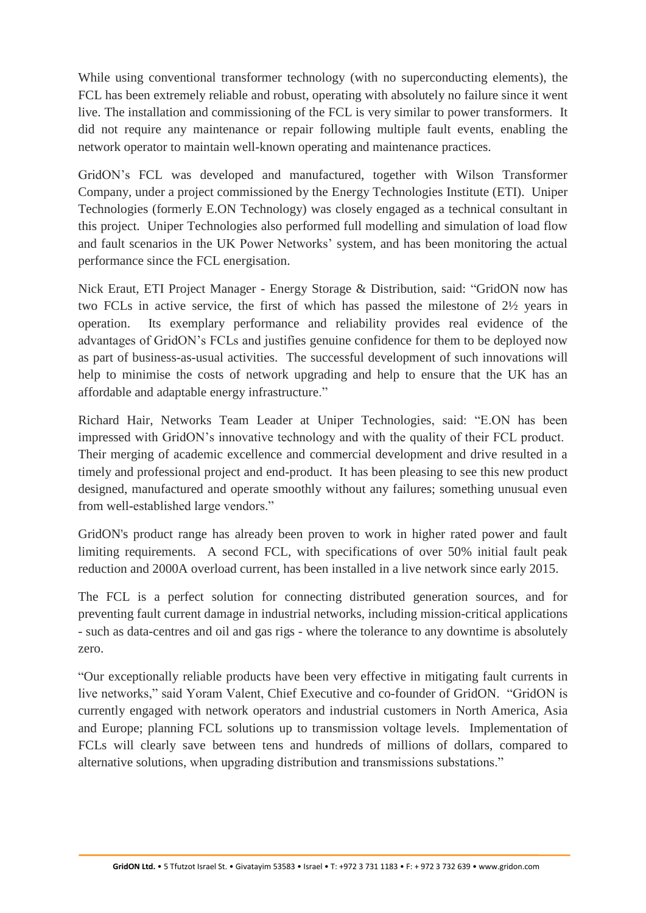While using conventional transformer technology (with no superconducting elements), the FCL has been extremely reliable and robust, operating with absolutely no failure since it went live. The installation and commissioning of the FCL is very similar to power transformers. It did not require any maintenance or repair following multiple fault events, enabling the network operator to maintain well-known operating and maintenance practices.

GridON's FCL was developed and manufactured, together with Wilson Transformer Company, under a project commissioned by the Energy Technologies Institute (ETI). Uniper Technologies (formerly E.ON Technology) was closely engaged as a technical consultant in this project. Uniper Technologies also performed full modelling and simulation of load flow and fault scenarios in the UK Power Networks' system, and has been monitoring the actual performance since the FCL energisation.

Nick Eraut, ETI Project Manager - Energy Storage & Distribution, said: "GridON now has two FCLs in active service, the first of which has passed the milestone of 2½ years in operation. Its exemplary performance and reliability provides real evidence of the advantages of GridON's FCLs and justifies genuine confidence for them to be deployed now as part of business-as-usual activities. The successful development of such innovations will help to minimise the costs of network upgrading and help to ensure that the UK has an affordable and adaptable energy infrastructure."

Richard Hair, Networks Team Leader at Uniper Technologies, said: "E.ON has been impressed with GridON's innovative technology and with the quality of their FCL product. Their merging of academic excellence and commercial development and drive resulted in a timely and professional project and end-product. It has been pleasing to see this new product designed, manufactured and operate smoothly without any failures; something unusual even from well-established large vendors."

GridON's product range has already been proven to work in higher rated power and fault limiting requirements. A second FCL, with specifications of over 50% initial fault peak reduction and 2000A overload current, has been installed in a live network since early 2015.

The FCL is a perfect solution for connecting distributed generation sources, and for preventing fault current damage in industrial networks, including mission-critical applications - such as data-centres and oil and gas rigs - where the tolerance to any downtime is absolutely zero.

"Our exceptionally reliable products have been very effective in mitigating fault currents in live networks," said Yoram Valent, Chief Executive and co-founder of GridON. "GridON is currently engaged with network operators and industrial customers in North America, Asia and Europe; planning FCL solutions up to transmission voltage levels. Implementation of FCLs will clearly save between tens and hundreds of millions of dollars, compared to alternative solutions, when upgrading distribution and transmissions substations."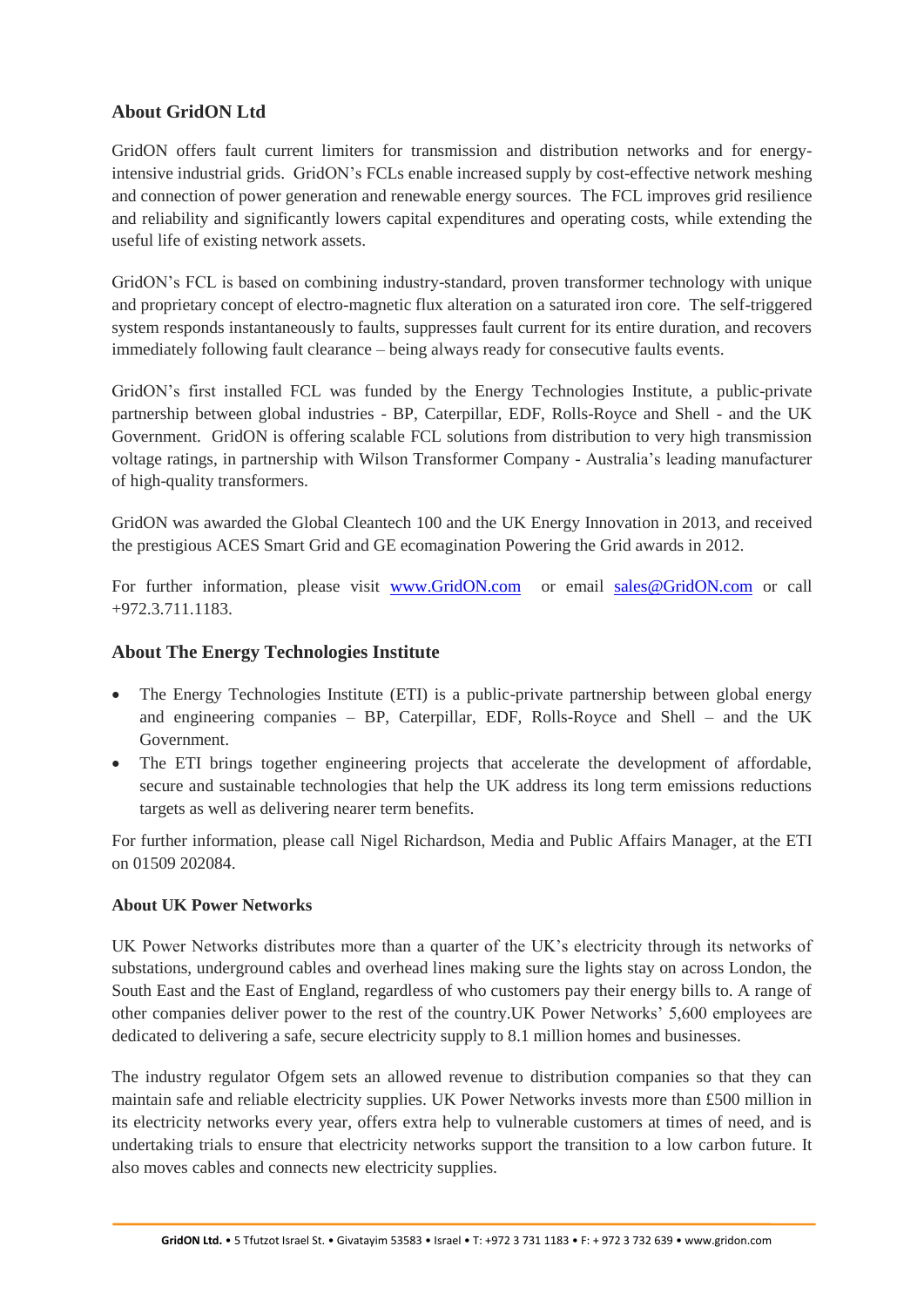## About GridON Ltd

GridON offers fault current limiters for transmission and distribution networks and for energy-intensive industrial grids. GridON's FCLs enable increased supply by cost-effective network meshing and connection of power generation and renewable energy sources. The FCL improves grid resilience and reliability and significantly lowers capital expenditures and operating costs, while extending the useful life of existing network assets.

GridON's FCL is based on combining industry-standard, proven transformer technology with unique and proprietary concept of electro-magnetic flux alteration on a saturated iron core. The self-triggered system responds instantaneously to faults, suppresses fault current for its entire duration, and recovers immediately following fault clearance – being always ready for consecutive faults events.

GridON's first installed FCL was funded by the Energy Technologies Institute, a public-private partnership between global industries - BP, Caterpillar, EDF, Rolls-Royce and Shell - and the UK Government. GridON is offering scalable FCL solutions from distribution to very high transmission voltage ratings, in partnership with Wilson Transformer Company - Australia's leading manufacturer of high-quality transformers.

GridON was awarded the Global Cleantech 100 and the UK Energy Innovation in 2013, and received the prestigious ACES Smart Grid and GE ecomagination Powering the Grid awards in 2012.

For further information, please visit [www.GridON.com](http://www.GridON.com) or email [sales@GridON.com](mailto:sales@GridON.com) or call +972.3.711.1183.

## About The Energy Technologies Institute

- The Energy Technologies Institute (ETI) is a public-private partnership between global energy and engineering companies – BP, Caterpillar, EDF, Rolls-Royce and Shell – and the UK Government.
- The ETI brings together engineering projects that accelerate the development of affordable, secure and sustainable technologies that help the UK address its long term emissions reductions targets as well as delivering nearer term benefits.

For further information, please call Nigel Richardson, Media and Public Affairs Manager, at the ETI on 01509 202084.

**About UK Power Networks**

UK Power Networks distributes more than a quarter of the UK's electricity through its networks of substations, underground cables and overhead lines making sure the lights stay on across London, the South East and the East of England, regardless of who customers pay their energy bills to. A range of other companies deliver power to the rest of the country.UK Power Networks' 5,600 employees are dedicated to delivering a safe, secure electricity supply to 8.1 million homes and businesses.

The industry regulator Ofgem sets an allowed revenue to distribution companies so that they can maintain safe and reliable electricity supplies. UK Power Networks invests more than £500 million in its electricity networks every year, offers extra help to vulnerable customers at times of need, and is undertaking trials to ensure that electricity networks support the transition to a low carbon future. It also moves cables and connects new electricity supplies.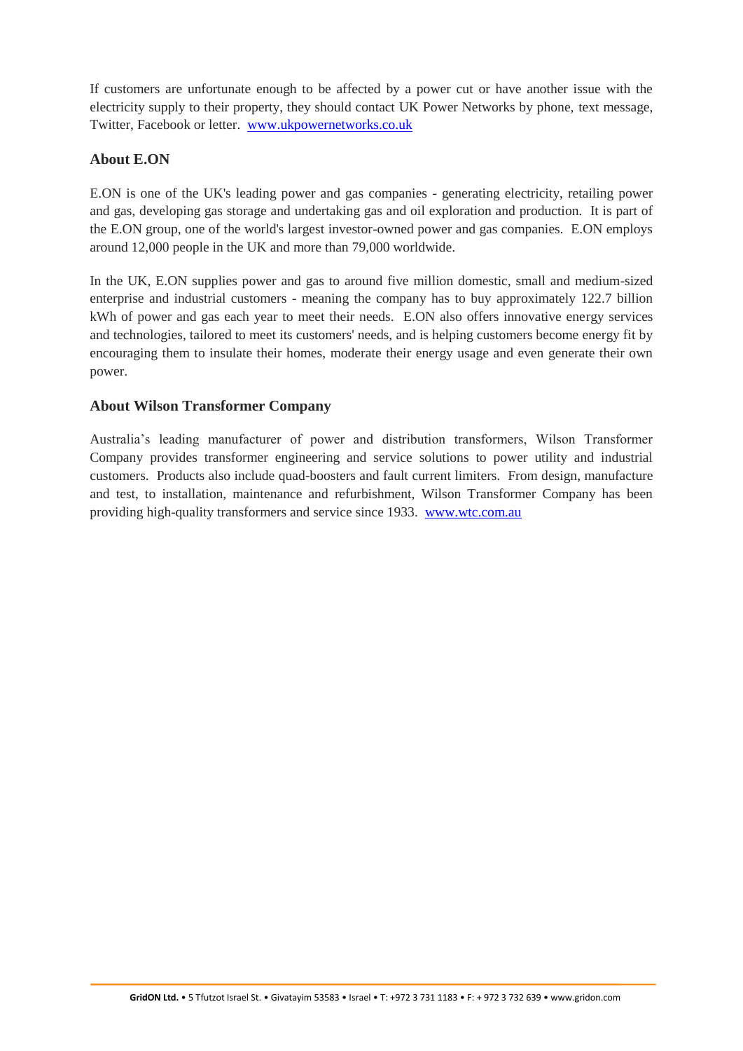If customers are unfortunate enough to be affected by a power cut or have another issue with the electricity supply to their property, they should contact UK Power Networks by phone, text message, Twitter, Facebook or letter. www.ukpowernetworks.co.uk

### About E.ON

E.ON is one of the UK's leading power and gas companies - generating electricity, retailing power and gas, developing gas storage and undertaking gas and oil exploration and production. It is part of the E.ON group, one of the world's largest investor-owned power and gas companies. E.ON employs around 12,000 people in the UK and more than 79,000 worldwide.

In the UK, E.ON supplies power and gas to around five million domestic, small and medium-sized enterprise and industrial customers - meaning the company has to buy approximately 122.7 billion kWh of power and gas each year to meet their needs. E.ON also offers innovative energy services and technologies, tailored to meet its customers' needs, and is helping customers become energy fit by encouraging them to insulate their homes, moderate their energy usage and even generate their own power.

### About Wilson Transformer Company

Australia's leading manufacturer of power and distribution transformers, Wilson Transformer Company provides transformer engineering and service solutions to power utility and industrial customers. Products also include quad-boosters and fault current limiters. From design, manufacture and test, to installation, maintenance and refurbishment, Wilson Transformer Company has been providing high-quality transformers and service since 1933. www.wtc.com.au